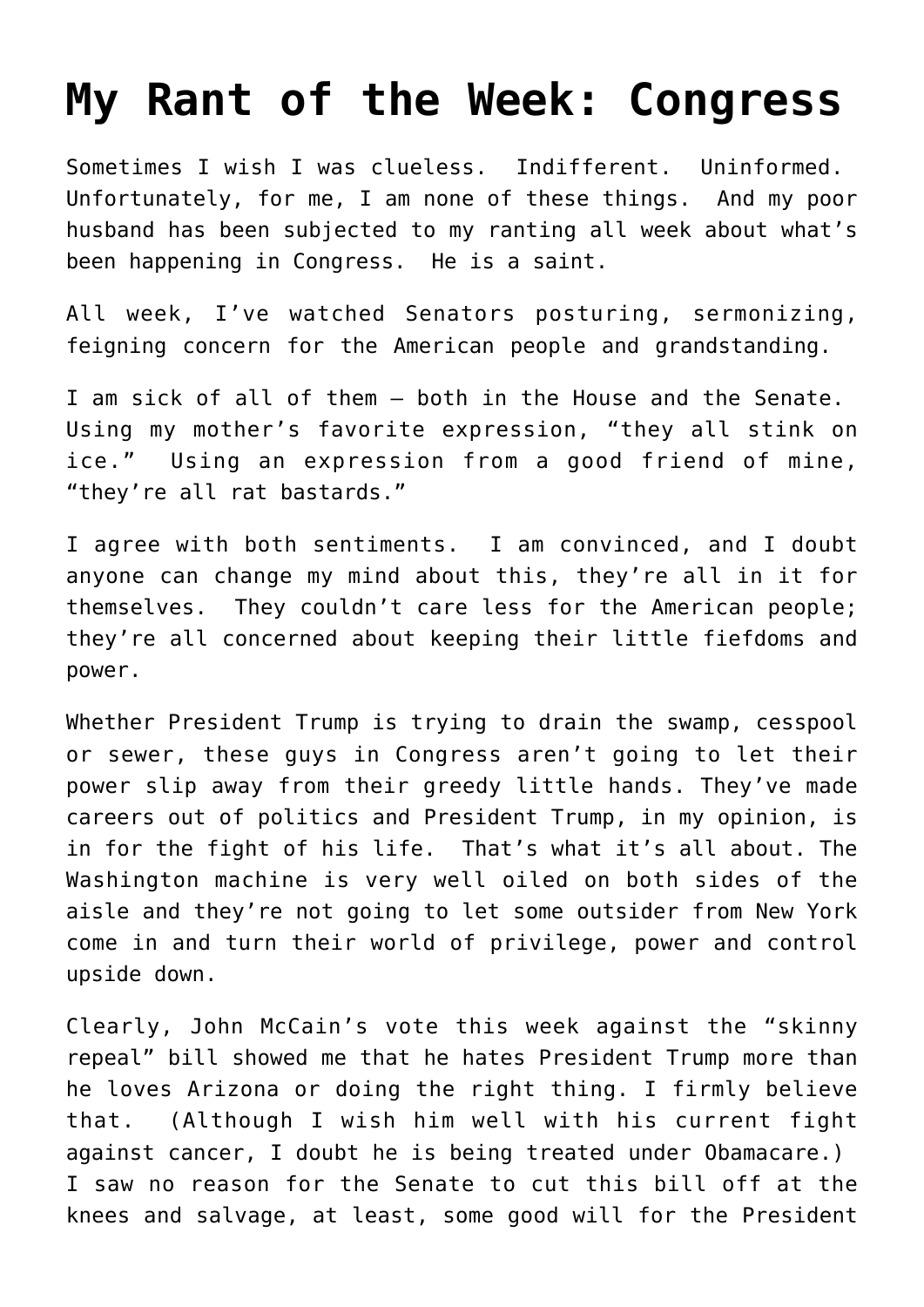# My Rant of the Week: Congress

Sometimes I wish I was clueless. Indifferent. Uninformed. Unfortunately, for me, I am none of these things. And my poor husband has been subjected to my ranting all week about what's been happening in Congress. He is a saint.

All week, I've watched Senators posturing, sermonizing, feigning concern for the American people and grandstanding.

I am sick of all of them – both in the House and the Senate. Using my mother's favorite expression, "they all stink on ice." Using an expression from a good friend of mine, "they're all rat bastards."

I agree with both sentiments. I am convinced, and I doubt anyone can change my mind about this, they're all in it for themselves. They couldn't care less for the American people; they're all concerned about keeping their little fiefdoms and power.

Whether President Trump is trying to drain the swamp, cesspool or sewer, these guys in Congress aren't going to let their power slip away from their greedy little hands. They've made careers out of politics and President Trump, in my opinion, is in for the fight of his life. That's what it's all about. The Washington machine is very well oiled on both sides of the aisle and they're not going to let some outsider from New York come in and turn their world of privilege, power and control upside down.

Clearly, John McCain's vote this week against the "skinny repeal" bill showed me that he hates President Trump more than he loves Arizona or doing the right thing. I firmly believe that. (Although I wish him well with his current fight against cancer, I doubt he is being treated under Obamacare.) I saw no reason for the Senate to cut this bill off at the knees and salvage, at least, some good will for the President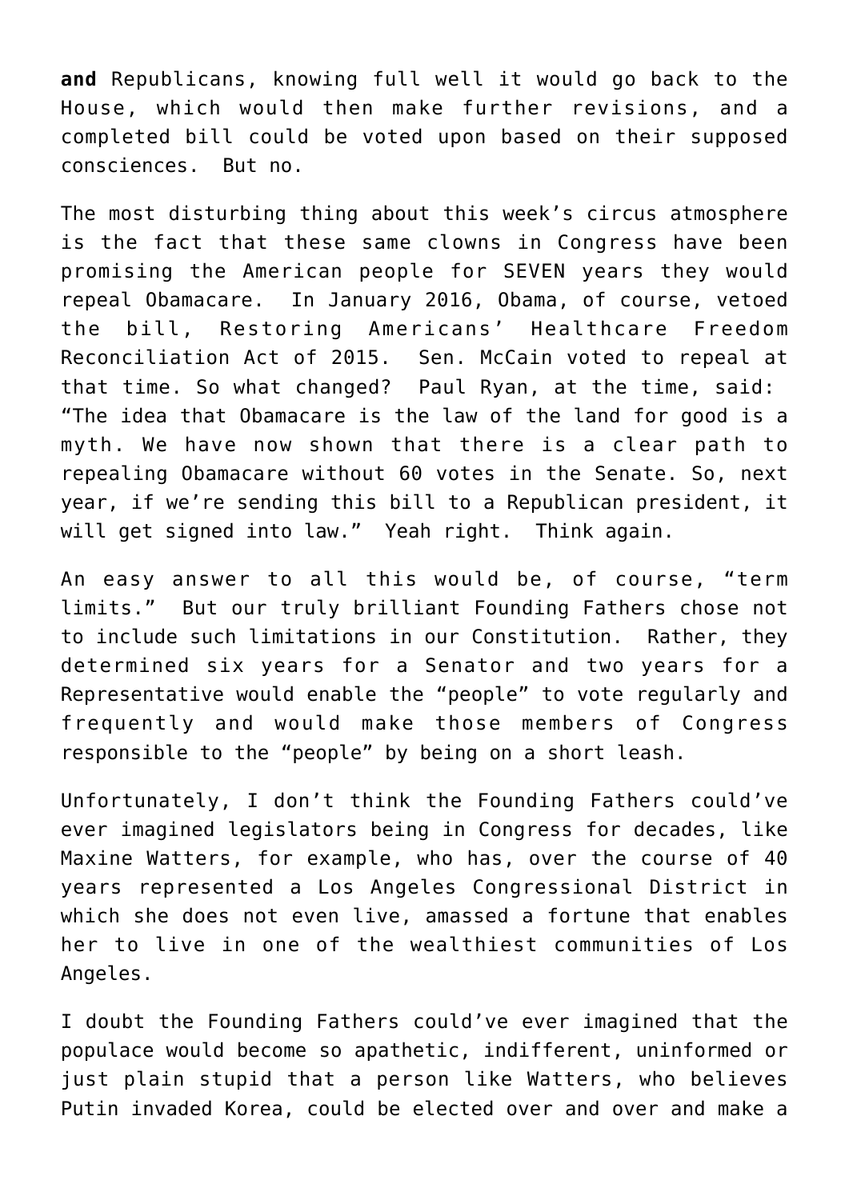**and** Republicans, knowing full well it would go back to the House, which would then make further revisions, and a completed bill could be voted upon based on their supposed consciences. But no.

The most disturbing thing about this week's circus atmosphere is the fact that these same clowns in Congress have been promising the American people for SEVEN years they would repeal Obamacare. In January 2016, Obama, of course, vetoed the bill, Restoring Americans' Healthcare Freedom Reconciliation Act of 2015. Sen. McCain voted to repeal at that time. So what changed? Paul Ryan, at the time, said: "The idea that Obamacare is the law of the land for good is a myth. We have now shown that there is a clear path to repealing Obamacare without 60 votes in the Senate. So, next year, if we're sending this bill to a Republican president, it will get signed into law." Yeah right. Think again.

An easy answer to all this would be, of course, "term limits." But our truly brilliant Founding Fathers chose not to include such limitations in our Constitution. Rather, they determined six years for a Senator and two years for a Representative would enable the "people" to vote regularly and frequently and would make those members of Congress responsible to the "people" by being on a short leash.

Unfortunately, I don't think the Founding Fathers could've ever imagined legislators being in Congress for decades, like Maxine Watters, for example, who has, over the course of 40 years represented a Los Angeles Congressional District in which she does not even live, amassed a fortune that enables her to live in one of the wealthiest communities of Los Angeles.

I doubt the Founding Fathers could've ever imagined that the populace would become so apathetic, indifferent, uninformed or just plain stupid that a person like Watters, who believes Putin invaded Korea, could be elected over and over and make a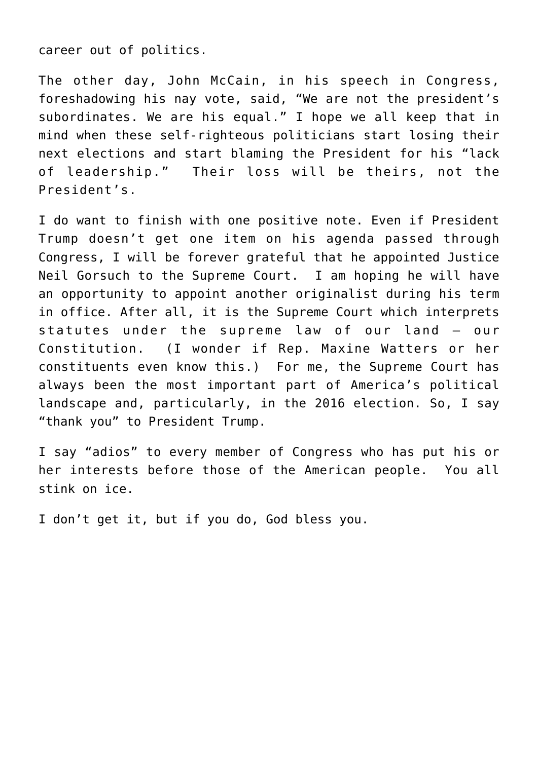career out of politics.

The other day, John McCain, in his speech in Congress, foreshadowing his nay vote, said, “We are not the president’s subordinates. We are his equal.” I hope we all keep that in mind when these self-righteous politicians start losing their next elections and start blaming the President for his “lack of leadership.”  Their loss will be theirs, not the President’s.

I do want to finish with one positive note. Even if President Trump doesn’t get one item on his agenda passed through Congress, I will be forever grateful that he appointed Justice Neil Gorsuch to the Supreme Court.  I am hoping he will have an opportunity to appoint another originalist during his term in office. After all, it is the Supreme Court which interprets statutes under the supreme law of our land – our Constitution.  (I wonder if Rep. Maxine Watters or her constituents even know this.)  For me, the Supreme Court has always been the most important part of America’s political landscape and, particularly, in the 2016 election. So, I say “thank you” to President Trump.

I say “adios” to every member of Congress who has put his or her interests before those of the American people.  You all stink on ice.

I don’t get it, but if you do, God bless you.